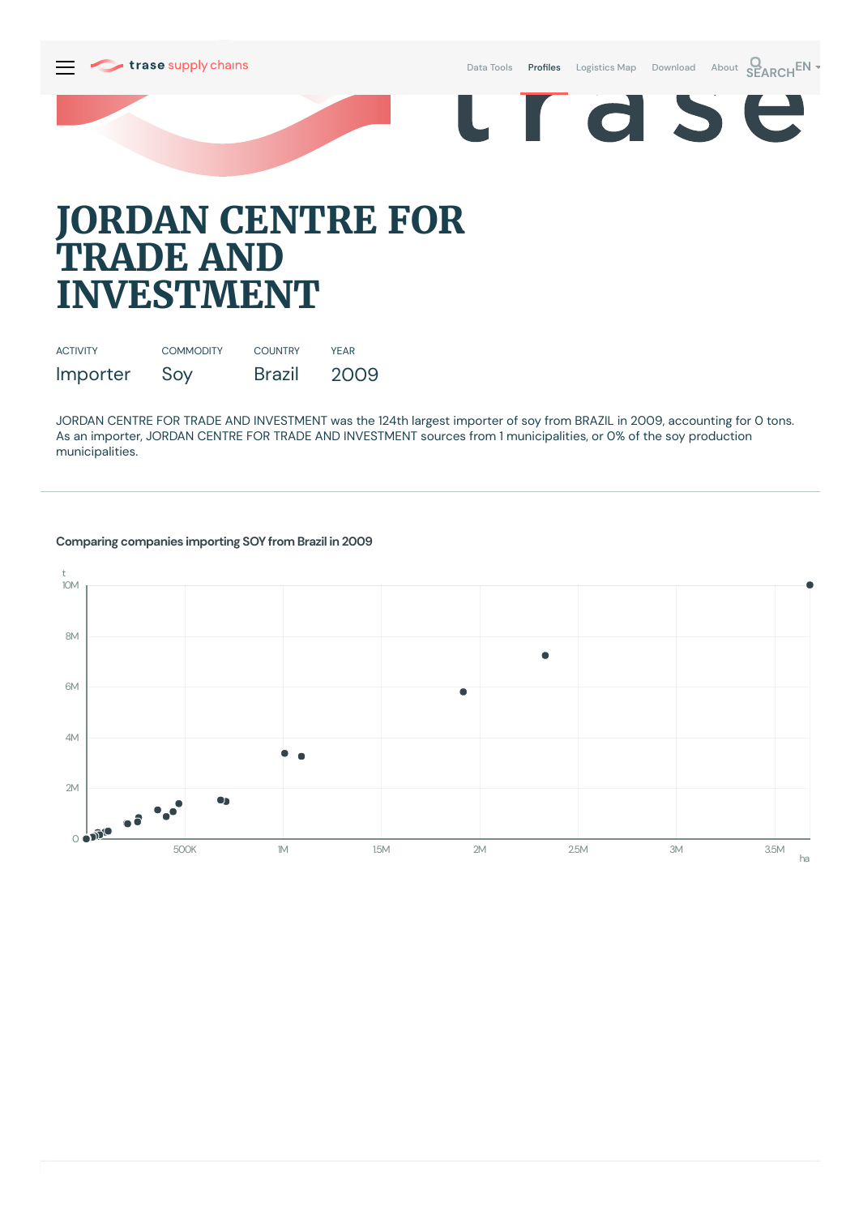# JORDAN CENTRE FOR TRADE AND INVESTMENT

| ACTIVITY | COMMODITY | COUNTRY | YEAR |
|---|---|---|---|
| Importer | Soy | Brazil | 2009 |

JORDAN CENTRE FOR TRADE AND INVESTMENT was the 124th largest importer of soy from BRAZIL in 2009, accounting for 0 tons. As an importer, JORDAN CENTRE FOR TRADE AND INVESTMENT sources from 1 municipalities, or 0% of the soy production municipalities.

**Comparing companies importing SOY from Brazil in 2009**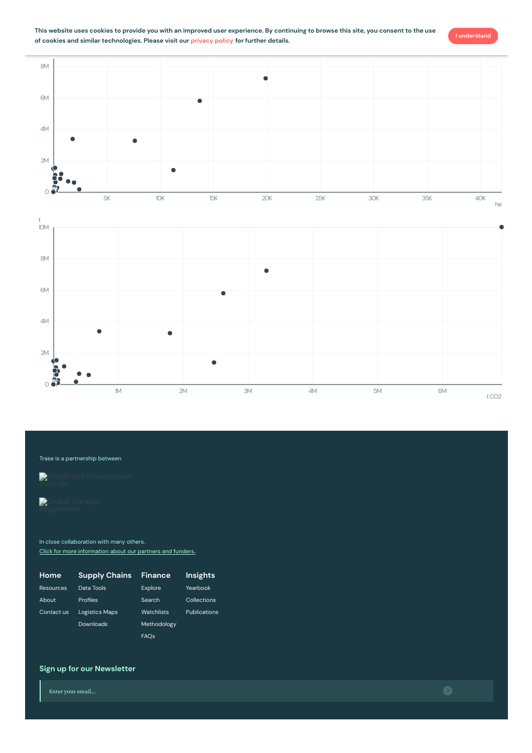This website uses cookies to provide you with an improved user experience. By continuing to browse this site, you consent to the use of cookies and similar technologies. Please visit our privacy policy for further details.

I understand

Trase is a partnership between

Stockholm Environment Institute

Global Canopy Programme

In close collaboration with many others.

Click for more information about our partners and funders.

**Home**

- Resources
- About
- Contact us

**Supply Chains**

- Data Tools
- Profiles
- Logistics Maps
- Downloads

**Finance**

- Explore
- Search
- Watchlists
- Methodology
- FAQs

**Insights**

- Yearbook
- Collections
- Publications

**Sign up for our Newsletter**

Enter your email...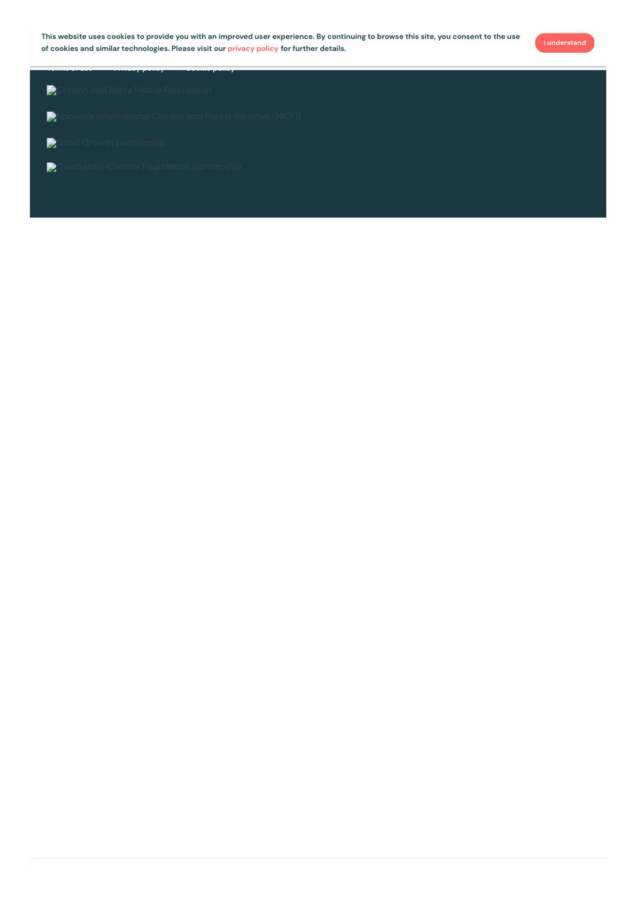This website uses cookies to provide you with an improved user experience. By continuing to browse this site, you consent to the use of cookies and similar technologies. Please visit our privacy policy for further details.

I understand

Terms of use Privacy policy Cookie policy

Gordon and Betty Moore Foundation

Norway's International Climate and Forest Initiative (NICFI)

Good Growth partnership

Quadrature Climate Foundation partnership